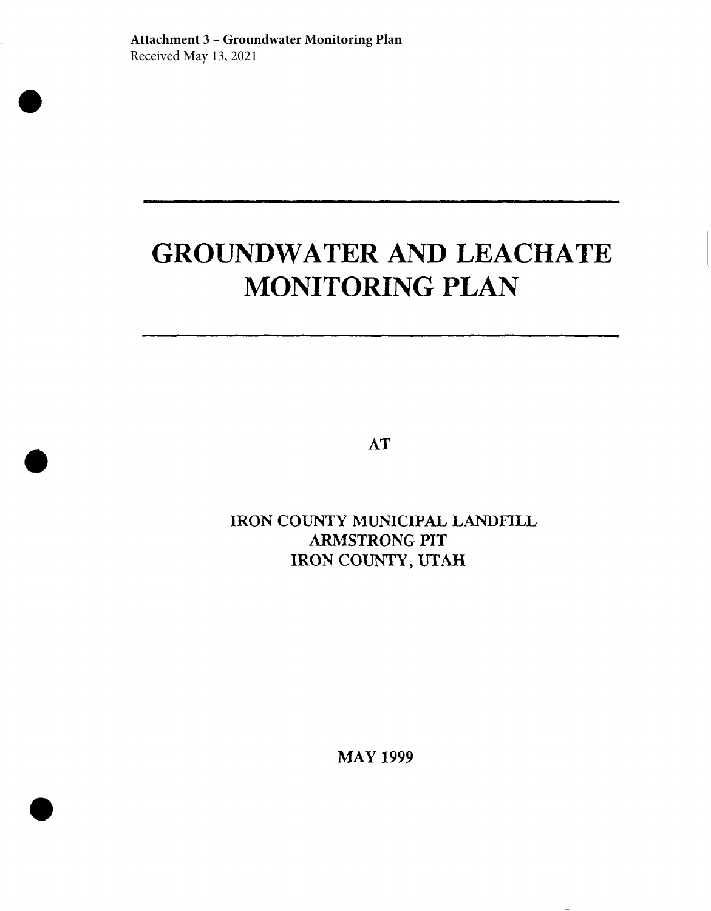**Attachment 3 – Groundwater Monitoring Plan**
Received May 13, 2021

# GROUNDWATER AND LEACHATE MONITORING PLAN

AT

IRON COUNTY MUNICIPAL LANDFILL
ARMSTRONG PIT
IRON COUNTY, UTAH

MAY 1999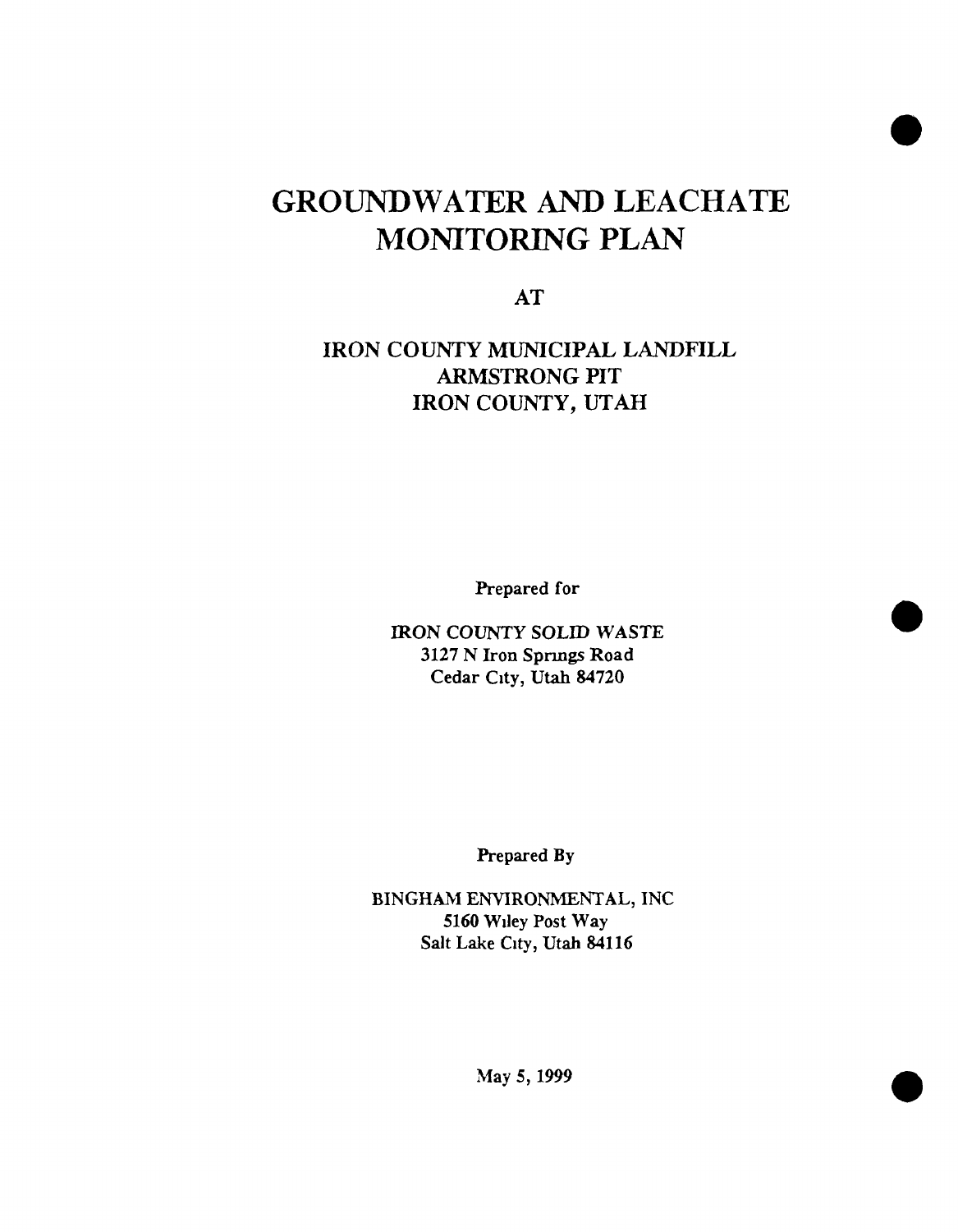# GROUNDWATER AND LEACHATE MONITORING PLAN

AT

## IRON COUNTY MUNICIPAL LANDFILL ARMSTRONG PIT IRON COUNTY, UTAH

Prepared for

IRON COUNTY SOLID WASTE
3127 N Iron Springs Road
Cedar City, Utah 84720

Prepared By

BINGHAM ENVIRONMENTAL, INC
5160 Wiley Post Way
Salt Lake City, Utah 84116

May 5, 1999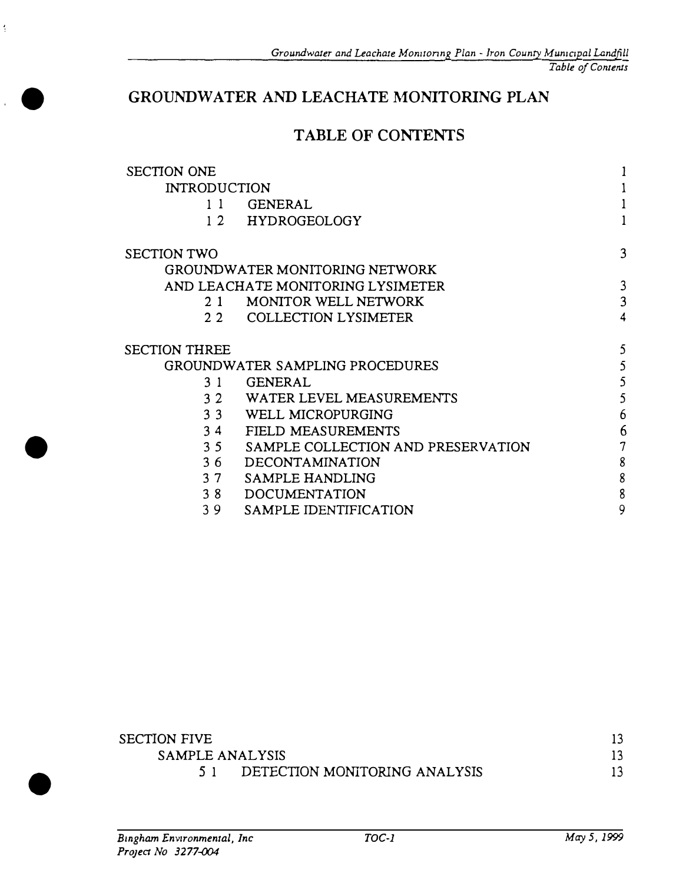# GROUNDWATER AND LEACHATE MONITORING PLAN

## TABLE OF CONTENTS

| | | |
|---|---|---|
| SECTION ONE | | 1 |
| INTRODUCTION | | 1 |
| 1 1 | GENERAL | 1 |
| 1 2 | HYDROGEOLOGY | 1 |
| SECTION TWO | | 3 |
| GROUNDWATER MONITORING NETWORK AND LEACHATE MONITORING LYSIMETER | | 3 |
| 2 1 | MONITOR WELL NETWORK | 3 |
| 2 2 | COLLECTION LYSIMETER | 4 |
| SECTION THREE | | 5 |
| GROUNDWATER SAMPLING PROCEDURES | | 5 |
| 3 1 | GENERAL | 5 |
| 3 2 | WATER LEVEL MEASUREMENTS | 5 |
| 3 3 | WELL MICROPURGING | 6 |
| 3 4 | FIELD MEASUREMENTS | 6 |
| 3 5 | SAMPLE COLLECTION AND PRESERVATION | 7 |
| 3 6 | DECONTAMINATION | 8 |
| 3 7 | SAMPLE HANDLING | 8 |
| 3 8 | DOCUMENTATION | 8 |
| 3 9 | SAMPLE IDENTIFICATION | 9 |
| SECTION FIVE | | 13 |
| SAMPLE ANALYSIS | | 13 |
| 5 1 | DETECTION MONITORING ANALYSIS | 13 |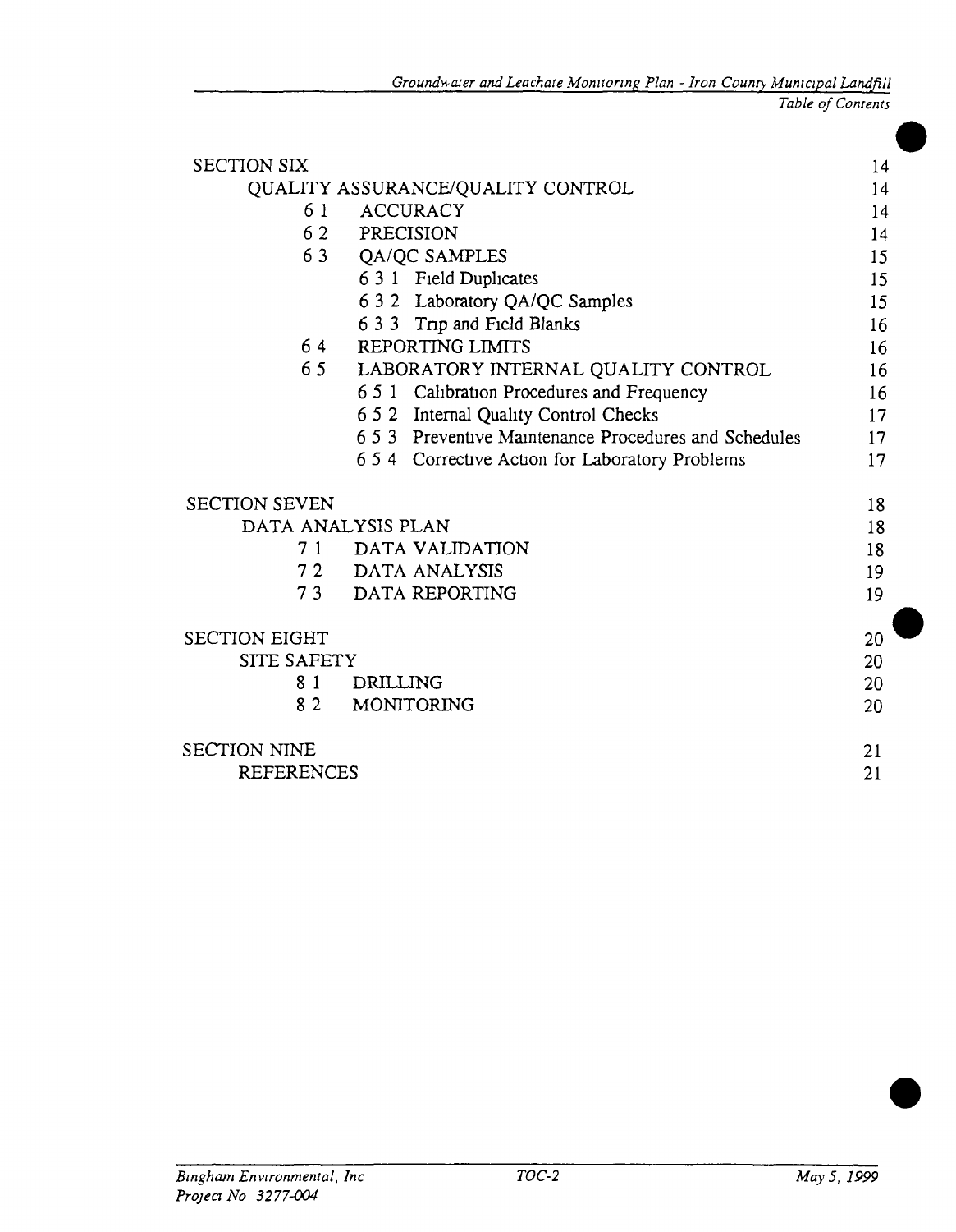| | |
|---|---|
| SECTION SIX | 14 |
| QUALITY ASSURANCE/QUALITY CONTROL | 14 |
| 6 1 ACCURACY | 14 |
| 6 2 PRECISION | 14 |
| 6 3 QA/QC SAMPLES | 15 |
| 6 3 1 Field Duplicates | 15 |
| 6 3 2 Laboratory QA/QC Samples | 15 |
| 6 3 3 Trip and Field Blanks | 16 |
| 6 4 REPORTING LIMITS | 16 |
| 6 5 LABORATORY INTERNAL QUALITY CONTROL | 16 |
| 6 5 1 Calibration Procedures and Frequency | 16 |
| 6 5 2 Internal Quality Control Checks | 17 |
| 6 5 3 Preventive Maintenance Procedures and Schedules | 17 |
| 6 5 4 Corrective Action for Laboratory Problems | 17 |
| SECTION SEVEN | 18 |
| DATA ANALYSIS PLAN | 18 |
| 7 1 DATA VALIDATION | 18 |
| 7 2 DATA ANALYSIS | 19 |
| 7 3 DATA REPORTING | 19 |
| SECTION EIGHT | 20 |
| SITE SAFETY | 20 |
| 8 1 DRILLING | 20 |
| 8 2 MONITORING | 20 |
| SECTION NINE | 21 |
| REFERENCES | 21 |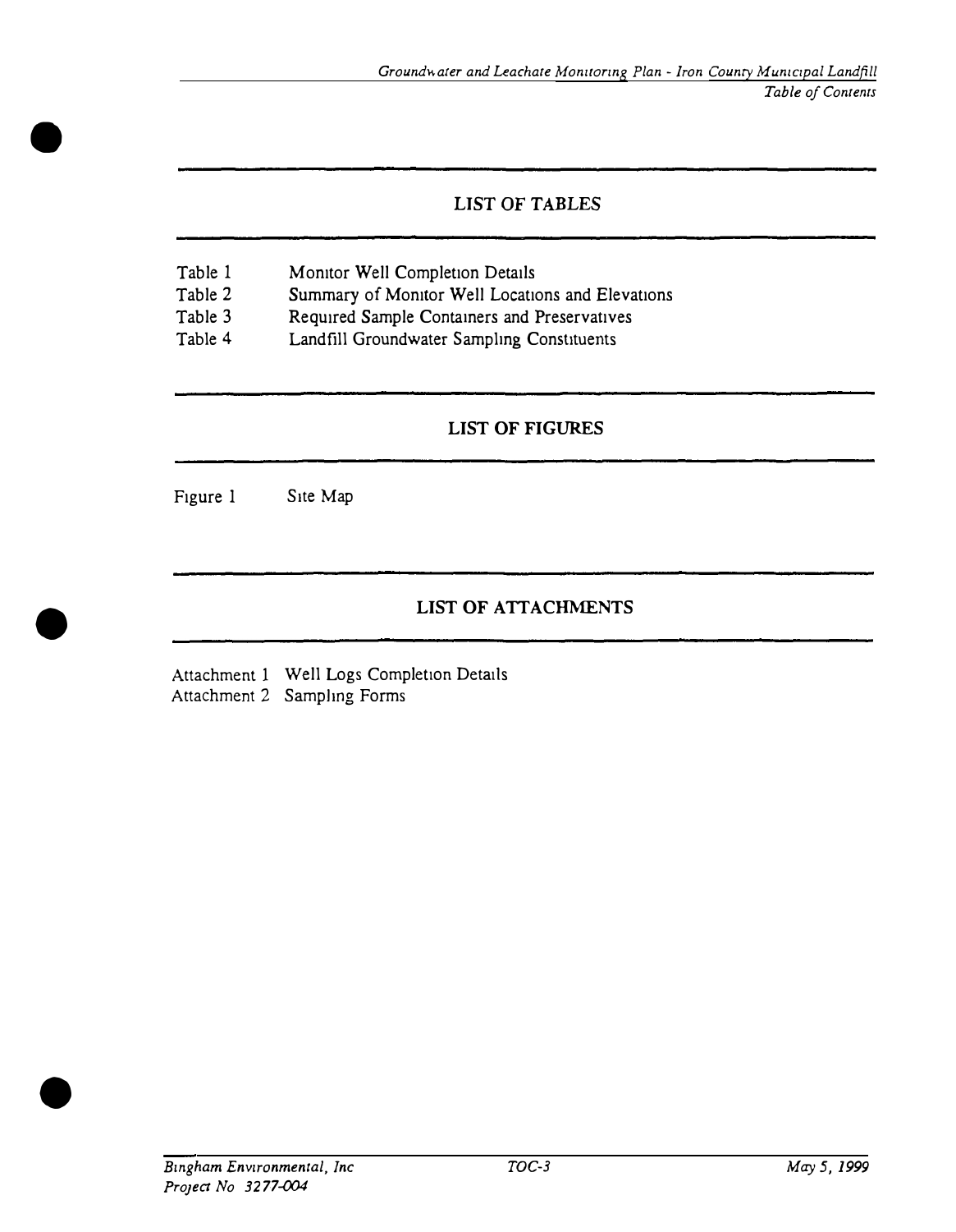## LIST OF TABLES

| | |
|---|---|
| Table 1 | Monitor Well Completion Details |
| Table 2 | Summary of Monitor Well Locations and Elevations |
| Table 3 | Required Sample Containers and Preservatives |
| Table 4 | Landfill Groundwater Sampling Constituents |

## LIST OF FIGURES

| | |
|---|---|
| Figure 1 | Site Map |

## LIST OF ATTACHMENTS

| | |
|---|---|
| Attachment 1 | Well Logs Completion Details |
| Attachment 2 | Sampling Forms |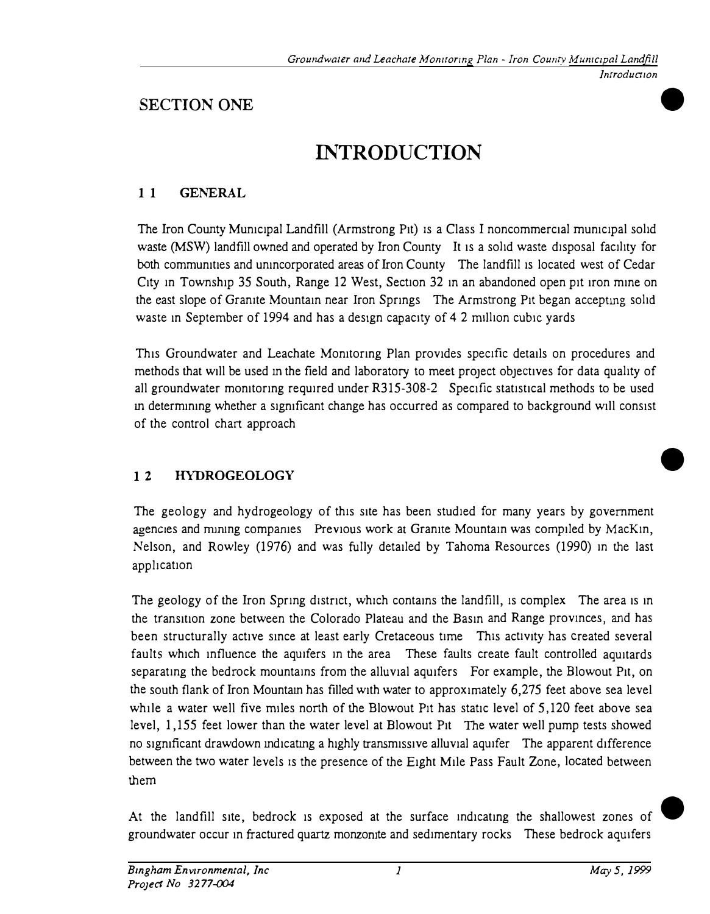## SECTION ONE

# INTRODUCTION

### 1.1 GENERAL

The Iron County Municipal Landfill (Armstrong Pit) is a Class I noncommercial municipal solid waste (MSW) landfill owned and operated by Iron County. It is a solid waste disposal facility for both communities and unincorporated areas of Iron County. The landfill is located west of Cedar City in Township 35 South, Range 12 West, Section 32 in an abandoned open pit iron mine on the east slope of Granite Mountain near Iron Springs. The Armstrong Pit began accepting solid waste in September of 1994 and has a design capacity of 4.2 million cubic yards.

This Groundwater and Leachate Monitoring Plan provides specific details on procedures and methods that will be used in the field and laboratory to meet project objectives for data quality of all groundwater monitoring required under R315-308-2. Specific statistical methods to be used in determining whether a significant change has occurred as compared to background will consist of the control chart approach.

### 1.2 HYDROGEOLOGY

The geology and hydrogeology of this site has been studied for many years by government agencies and mining companies. Previous work at Granite Mountain was compiled by MacKin, Nelson, and Rowley (1976) and was fully detailed by Tahoma Resources (1990) in the last application.

The geology of the Iron Spring district, which contains the landfill, is complex. The area is in the transition zone between the Colorado Plateau and the Basin and Range provinces, and has been structurally active since at least early Cretaceous time. This activity has created several faults which influence the aquifers in the area. These faults create fault controlled aquitards separating the bedrock mountains from the alluvial aquifers. For example, the Blowout Pit, on the south flank of Iron Mountain has filled with water to approximately 6,275 feet above sea level while a water well five miles north of the Blowout Pit has static level of 5,120 feet above sea level, 1,155 feet lower than the water level at Blowout Pit. The water well pump tests showed no significant drawdown indicating a highly transmissive alluvial aquifer. The apparent difference between the two water levels is the presence of the Eight Mile Pass Fault Zone, located between them.

At the landfill site, bedrock is exposed at the surface indicating the shallowest zones of groundwater occur in fractured quartz monzonite and sedimentary rocks. These bedrock aquifers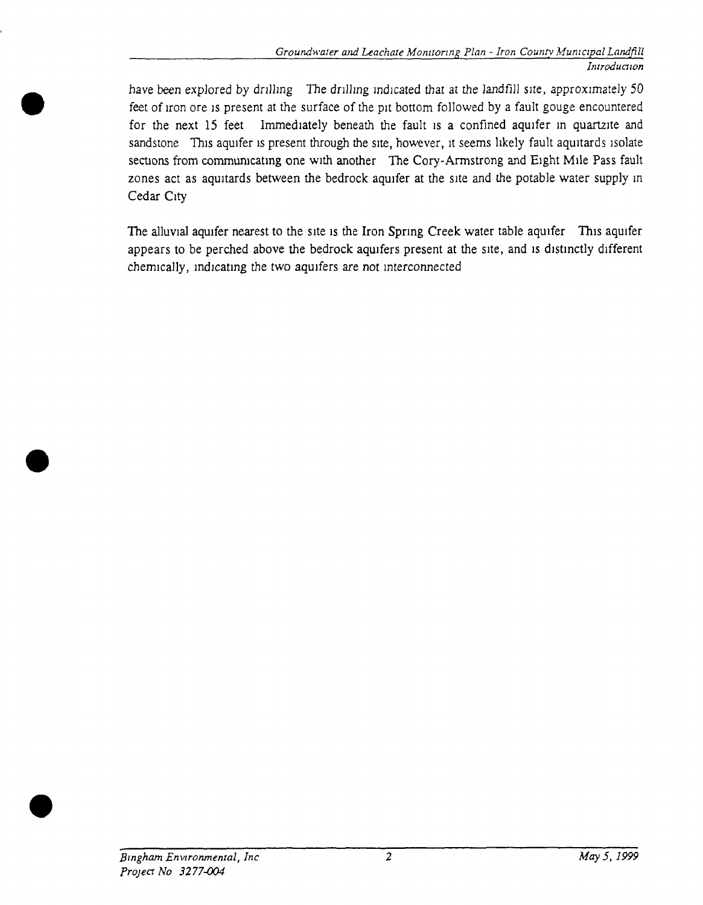have been explored by drilling The drilling indicated that at the landfill site, approximately 50 feet of iron ore is present at the surface of the pit bottom followed by a fault gouge encountered for the next 15 feet Immediately beneath the fault is a confined aquifer in quartzite and sandstone This aquifer is present through the site, however, it seems likely fault aquitards isolate sections from communicating one with another The Cory-Armstrong and Eight Mile Pass fault zones act as aquitards between the bedrock aquifer at the site and the potable water supply in Cedar City

The alluvial aquifer nearest to the site is the Iron Spring Creek water table aquifer This aquifer appears to be perched above the bedrock aquifers present at the site, and is distinctly different chemically, indicating the two aquifers are not interconnected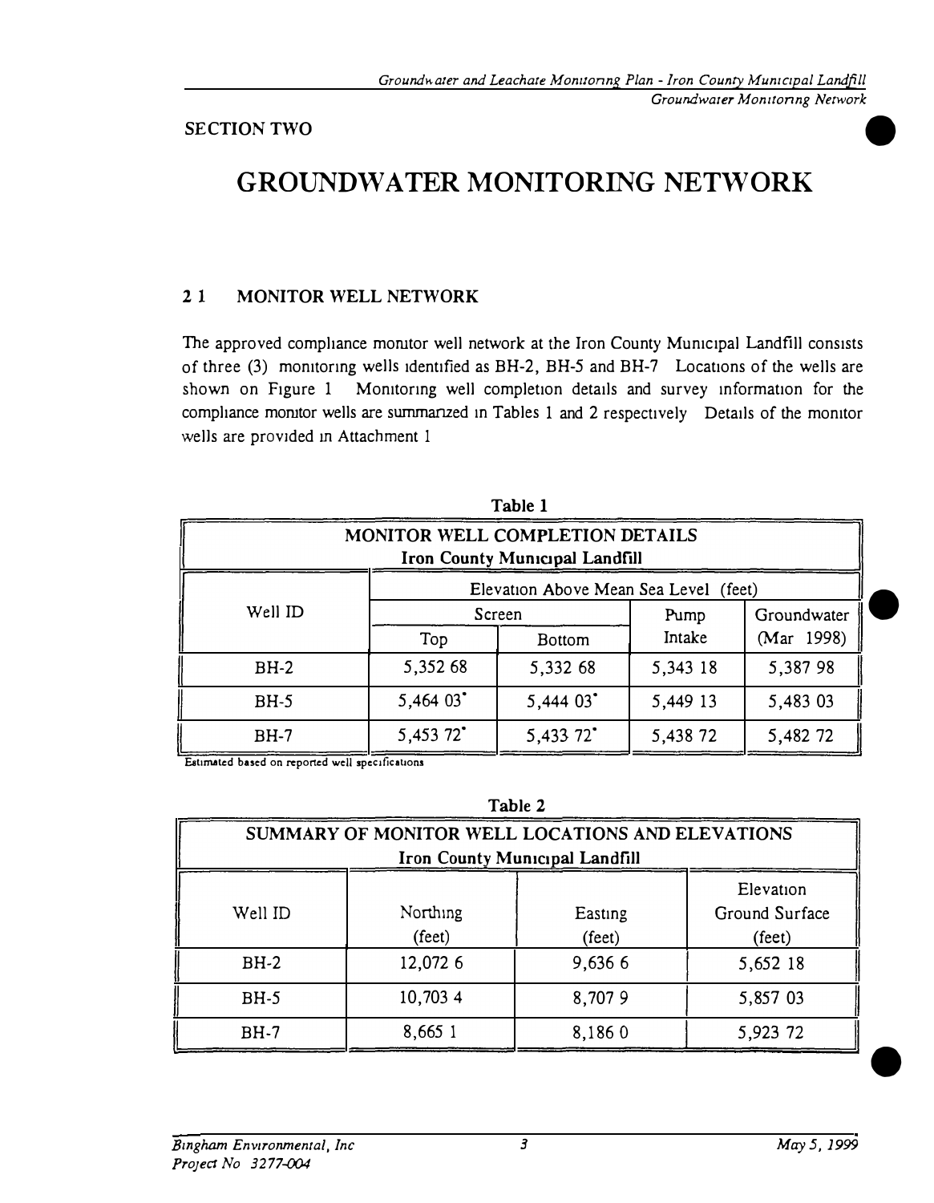SECTION TWO

# GROUNDWATER MONITORING NETWORK

## 2 1 MONITOR WELL NETWORK

The approved compliance monitor well network at the Iron County Municipal Landfill consists of three (3) monitoring wells identified as BH-2, BH-5 and BH-7 Locations of the wells are shown on Figure 1 Monitoring well completion details and survey information for the compliance monitor wells are summarized in Tables 1 and 2 respectively Details of the monitor wells are provided in Attachment 1

**Table 1**

**MONITOR WELL COMPLETION DETAILS**
**Iron County Municipal Landfill**

| Well ID | Elevation Above Mean Sea Level (feet) | | | |
|---|---|---|---|---|
| | Screen | | Pump Intake | Groundwater (Mar 1998) |
| | Top | Bottom | | |
| BH-2 | 5,352 68 | 5,332 68 | 5,343 18 | 5,387 98 |
| BH-5 | 5,464 03* | 5,444 03* | 5,449 13 | 5,483 03 |
| BH-7 | 5,453 72* | 5,433 72* | 5,438 72 | 5,482 72 |

* Estimated based on reported well specifications

**Table 2**

**SUMMARY OF MONITOR WELL LOCATIONS AND ELEVATIONS**
**Iron County Municipal Landfill**

| Well ID | Northing (feet) | Easting (feet) | Elevation Ground Surface (feet) |
|---|---|---|---|
| BH-2 | 12,072 6 | 9,636 6 | 5,652 18 |
| BH-5 | 10,703 4 | 8,707 9 | 5,857 03 |
| BH-7 | 8,665 1 | 8,186 0 | 5,923 72 |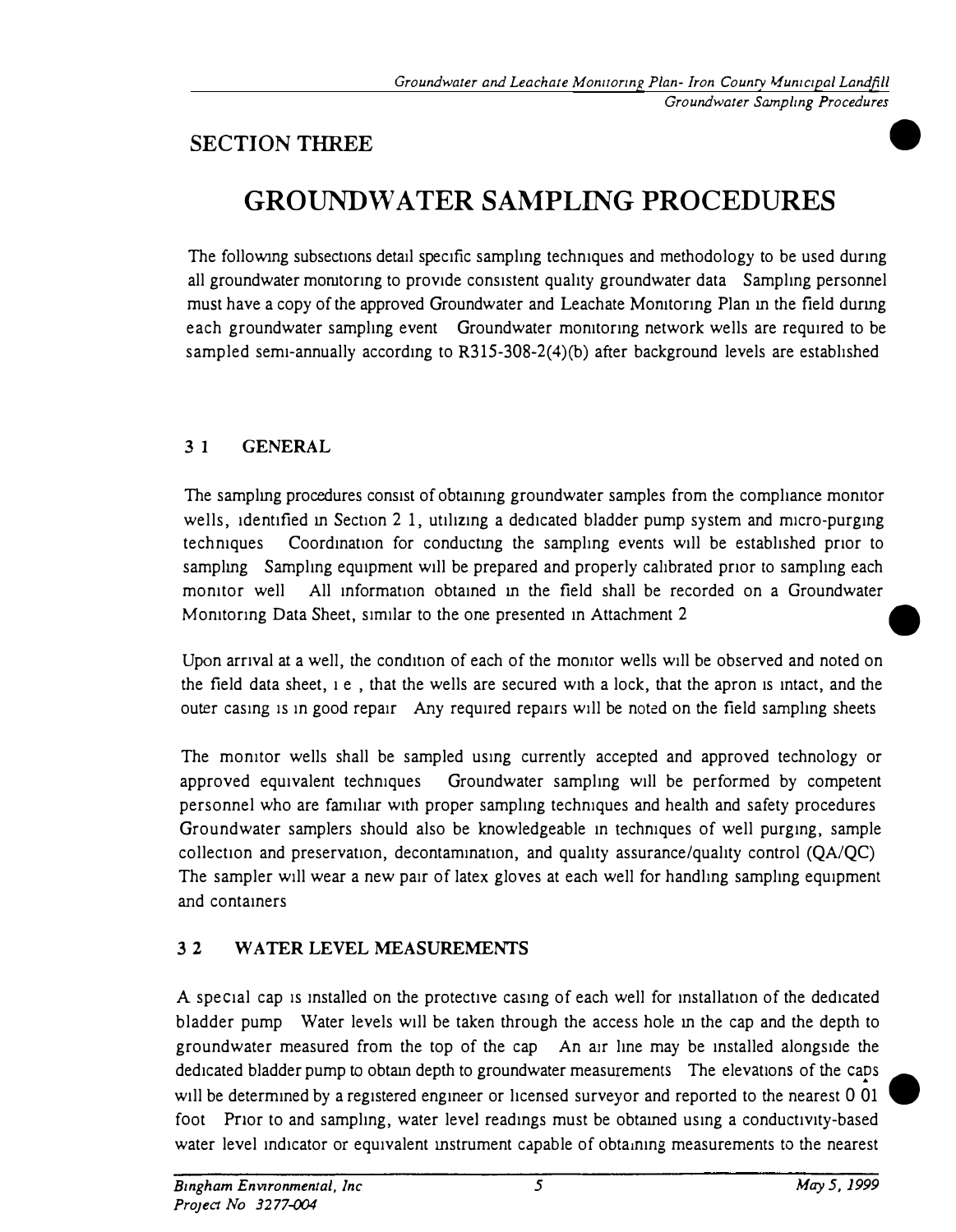# SECTION THREE

# GROUNDWATER SAMPLING PROCEDURES

The following subsections detail specific sampling techniques and methodology to be used during all groundwater monitoring to provide consistent quality groundwater data Sampling personnel must have a copy of the approved Groundwater and Leachate Monitoring Plan in the field during each groundwater sampling event Groundwater monitoring network wells are required to be sampled semi-annually according to R315-308-2(4)(b) after background levels are established

## 3 1 GENERAL

The sampling procedures consist of obtaining groundwater samples from the compliance monitor wells, identified in Section 2 1, utilizing a dedicated bladder pump system and micro-purging techniques Coordination for conducting the sampling events will be established prior to sampling Sampling equipment will be prepared and properly calibrated prior to sampling each monitor well All information obtained in the field shall be recorded on a Groundwater Monitoring Data Sheet, similar to the one presented in Attachment 2

Upon arrival at a well, the condition of each of the monitor wells will be observed and noted on the field data sheet, i e , that the wells are secured with a lock, that the apron is intact, and the outer casing is in good repair Any required repairs will be noted on the field sampling sheets

The monitor wells shall be sampled using currently accepted and approved technology or approved equivalent techniques Groundwater sampling will be performed by competent personnel who are familiar with proper sampling techniques and health and safety procedures Groundwater samplers should also be knowledgeable in techniques of well purging, sample collection and preservation, decontamination, and quality assurance/quality control (QA/QC) The sampler will wear a new pair of latex gloves at each well for handling sampling equipment and containers

## 3 2 WATER LEVEL MEASUREMENTS

A special cap is installed on the protective casing of each well for installation of the dedicated bladder pump Water levels will be taken through the access hole in the cap and the depth to groundwater measured from the top of the cap An air line may be installed alongside the dedicated bladder pump to obtain depth to groundwater measurements The elevations of the caps will be determined by a registered engineer or licensed surveyor and reported to the nearest 0 01 foot Prior to and sampling, water level readings must be obtained using a conductivity-based water level indicator or equivalent instrument capable of obtaining measurements to the nearest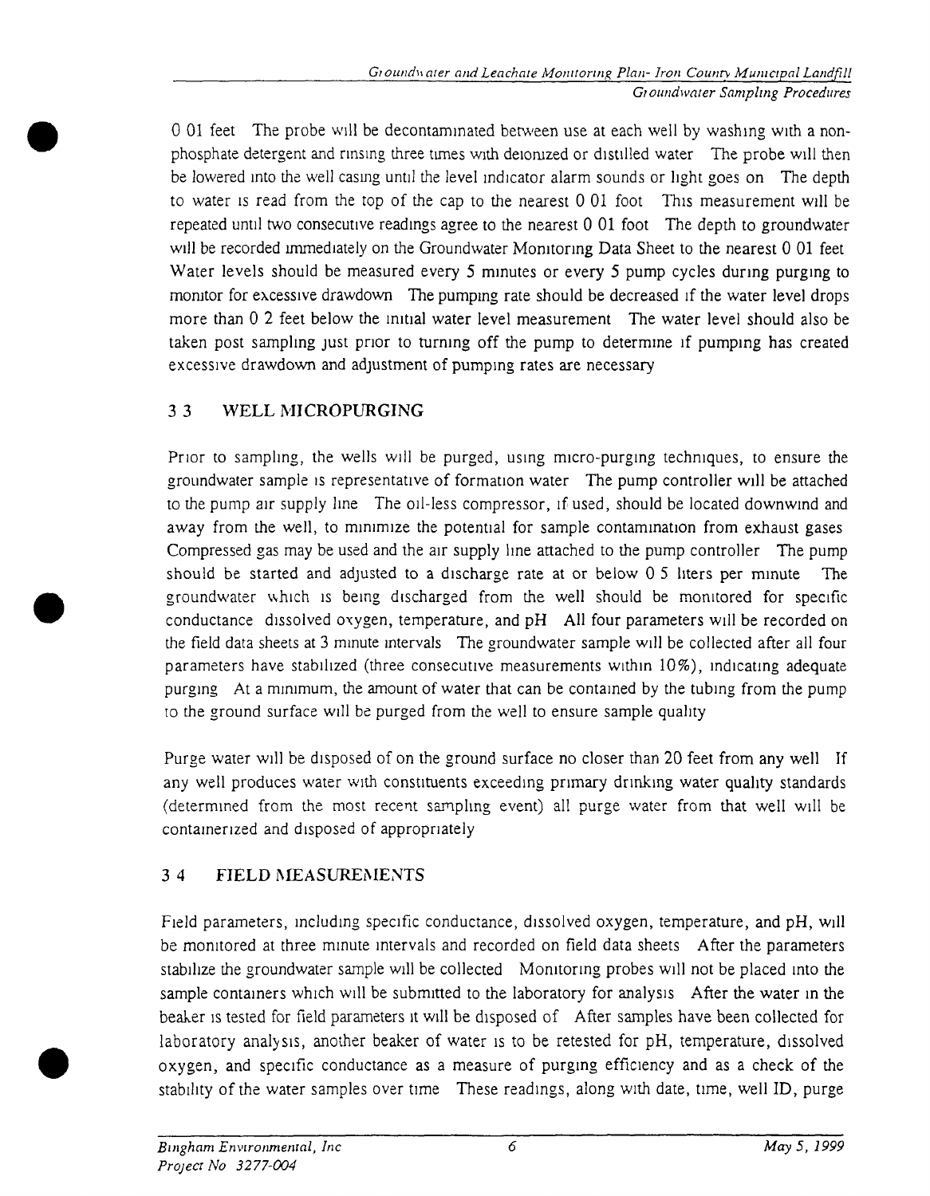0 01 feet The probe will be decontaminated between use at each well by washing with a non-phosphate detergent and rinsing three times with deionized or distilled water The probe will then be lowered into the well casing until the level indicator alarm sounds or light goes on The depth to water is read from the top of the cap to the nearest 0 01 foot This measurement will be repeated until two consecutive readings agree to the nearest 0 01 foot The depth to groundwater will be recorded immediately on the Groundwater Monitoring Data Sheet to the nearest 0 01 feet Water levels should be measured every 5 minutes or every 5 pump cycles during purging to monitor for excessive drawdown The pumping rate should be decreased if the water level drops more than 0 2 feet below the initial water level measurement The water level should also be taken post sampling just prior to turning off the pump to determine if pumping has created excessive drawdown and adjustment of pumping rates are necessary

## 3 3 WELL MICROPURGING

Prior to sampling, the wells will be purged, using micro-purging techniques, to ensure the groundwater sample is representative of formation water The pump controller will be attached to the pump air supply line The oil-less compressor, if used, should be located downwind and away from the well, to minimize the potential for sample contamination from exhaust gases Compressed gas may be used and the air supply line attached to the pump controller The pump should be started and adjusted to a discharge rate at or below 0 5 liters per minute The groundwater which is being discharged from the well should be monitored for specific conductance dissolved oxygen, temperature, and pH All four parameters will be recorded on the field data sheets at 3 minute intervals The groundwater sample will be collected after all four parameters have stabilized (three consecutive measurements within 10%), indicating adequate purging At a minimum, the amount of water that can be contained by the tubing from the pump to the ground surface will be purged from the well to ensure sample quality

Purge water will be disposed of on the ground surface no closer than 20 feet from any well If any well produces water with constituents exceeding primary drinking water quality standards (determined from the most recent sampling event) all purge water from that well will be containerized and disposed of appropriately

## 3 4 FIELD MEASUREMENTS

Field parameters, including specific conductance, dissolved oxygen, temperature, and pH, will be monitored at three minute intervals and recorded on field data sheets After the parameters stabilize the groundwater sample will be collected Monitoring probes will not be placed into the sample containers which will be submitted to the laboratory for analysis After the water in the beaker is tested for field parameters it will be disposed of After samples have been collected for laboratory analysis, another beaker of water is to be retested for pH, temperature, dissolved oxygen, and specific conductance as a measure of purging efficiency and as a check of the stability of the water samples over time These readings, along with date, time, well ID, purge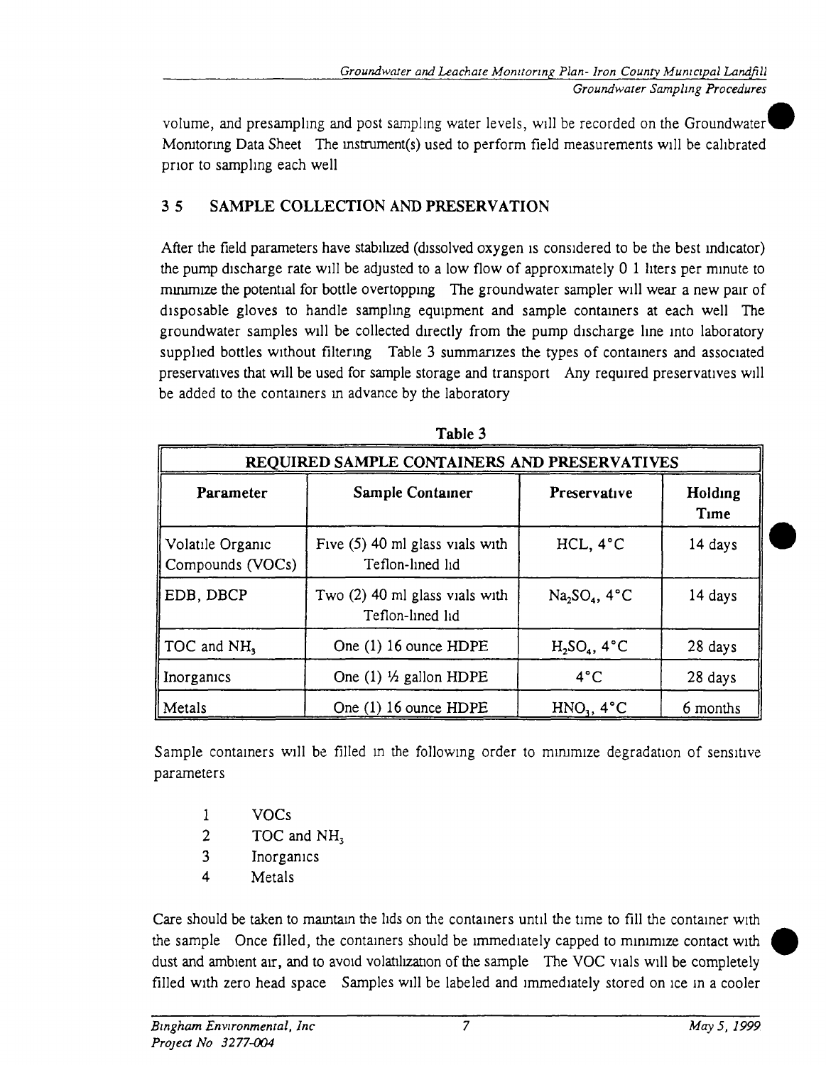volume, and presampling and post sampling water levels, will be recorded on the Groundwater Monitoring Data Sheet The instrument(s) used to perform field measurements will be calibrated prior to sampling each well

## 3 5 SAMPLE COLLECTION AND PRESERVATION

After the field parameters have stabilized (dissolved oxygen is considered to be the best indicator) the pump discharge rate will be adjusted to a low flow of approximately 0 1 liters per minute to minimize the potential for bottle overtopping The groundwater sampler will wear a new pair of disposable gloves to handle sampling equipment and sample containers at each well The groundwater samples will be collected directly from the pump discharge line into laboratory supplied bottles without filtering Table 3 summarizes the types of containers and associated preservatives that will be used for sample storage and transport Any required preservatives will be added to the containers in advance by the laboratory

**Table 3**

| REQUIRED SAMPLE CONTAINERS AND PRESERVATIVES | | | |
|---|---|---|---|
| **Parameter** | **Sample Container** | **Preservative** | **Holding Time** |
| Volatile Organic Compounds (VOCs) | Five (5) 40 ml glass vials with Teflon-lined lid | HCL, 4°C | 14 days |
| EDB, DBCP | Two (2) 40 ml glass vials with Teflon-lined lid | $Na_2SO_4$, 4°C | 14 days |
| TOC and $NH_3$ | One (1) 16 ounce HDPE | $H_2SO_4$, 4°C | 28 days |
| Inorganics | One (1) ½ gallon HDPE | 4°C | 28 days |
| Metals | One (1) 16 ounce HDPE | $HNO_3$, 4°C | 6 months |

Sample containers will be filled in the following order to minimize degradation of sensitive parameters

1. VOCs
2. TOC and $NH_3$
3. Inorganics
4. Metals

Care should be taken to maintain the lids on the containers until the time to fill the container with the sample Once filled, the containers should be immediately capped to minimize contact with dust and ambient air, and to avoid volatilization of the sample The VOC vials will be completely filled with zero head space Samples will be labeled and immediately stored on ice in a cooler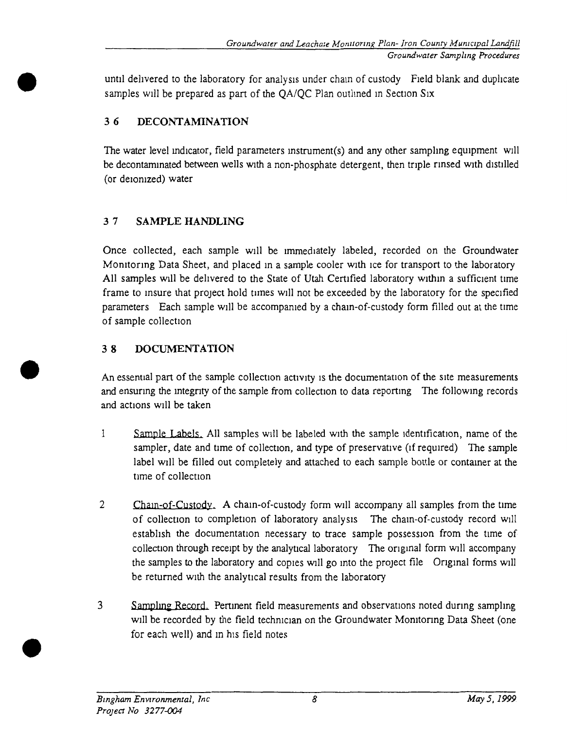until delivered to the laboratory for analysis under chain of custody Field blank and duplicate samples will be prepared as part of the QA/QC Plan outlined in Section Six

## 3 6 DECONTAMINATION

The water level indicator, field parameters instrument(s) and any other sampling equipment will be decontaminated between wells with a non-phosphate detergent, then triple rinsed with distilled (or deionized) water

## 3 7 SAMPLE HANDLING

Once collected, each sample will be immediately labeled, recorded on the Groundwater Monitoring Data Sheet, and placed in a sample cooler with ice for transport to the laboratory All samples will be delivered to the State of Utah Certified laboratory within a sufficient time frame to insure that project hold times will not be exceeded by the laboratory for the specified parameters Each sample will be accompanied by a chain-of-custody form filled out at the time of sample collection

## 3 8 DOCUMENTATION

An essential part of the sample collection activity is the documentation of the site measurements and ensuring the integrity of the sample from collection to data reporting The following records and actions will be taken

1 Sample Labels. All samples will be labeled with the sample identification, name of the sampler, date and time of collection, and type of preservative (if required) The sample label will be filled out completely and attached to each sample bottle or container at the time of collection

2 Chain-of-Custody. A chain-of-custody form will accompany all samples from the time of collection to completion of laboratory analysis The chain-of-custody record will establish the documentation necessary to trace sample possession from the time of collection through receipt by the analytical laboratory The original form will accompany the samples to the laboratory and copies will go into the project file Original forms will be returned with the analytical results from the laboratory

3 Sampling Record. Pertinent field measurements and observations noted during sampling will be recorded by the field technician on the Groundwater Monitoring Data Sheet (one for each well) and in his field notes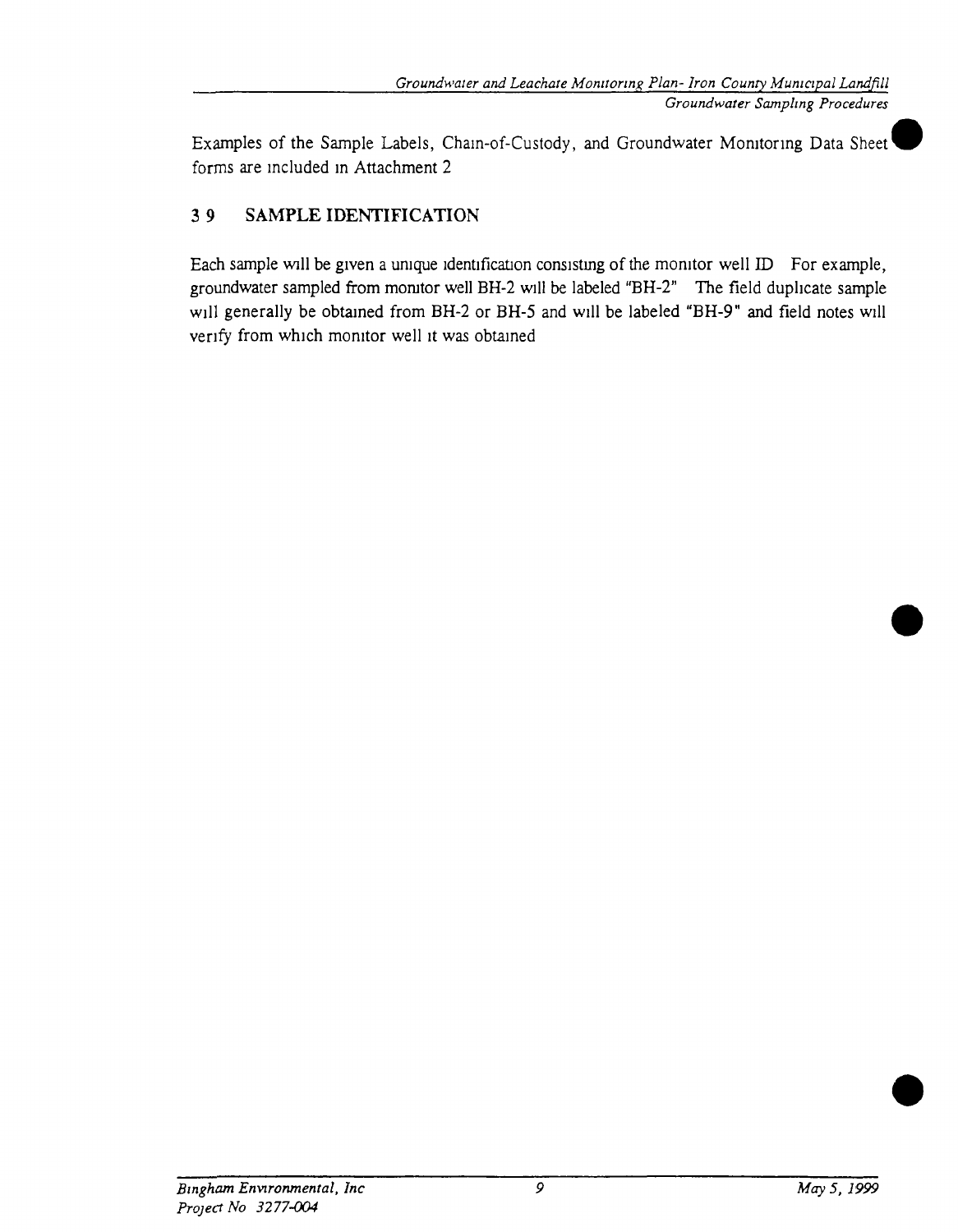Examples of the Sample Labels, Chain-of-Custody, and Groundwater Monitoring Data Sheet forms are included in Attachment 2

## 3 9 SAMPLE IDENTIFICATION

Each sample will be given a unique identification consisting of the monitor well ID For example, groundwater sampled from monitor well BH-2 will be labeled "BH-2" The field duplicate sample will generally be obtained from BH-2 or BH-5 and will be labeled "BH-9" and field notes will verify from which monitor well it was obtained